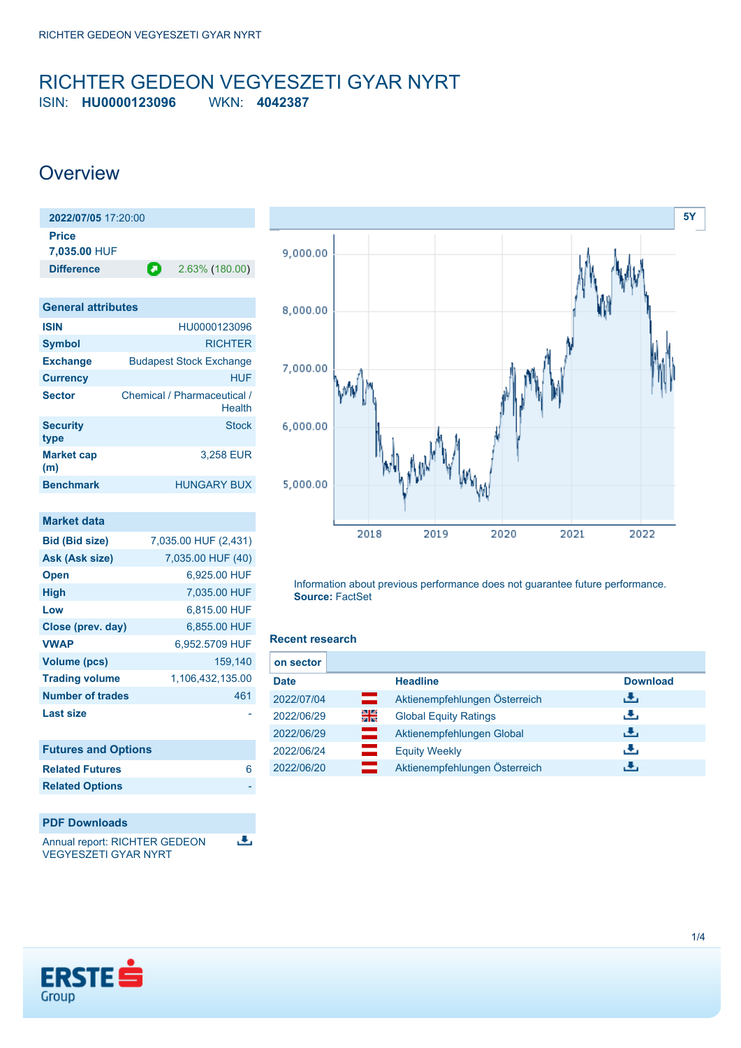# RICHTER GEDEON VEGYESZETI GYAR NYRT

ISIN: **HU0000123096** WKN: **4042387**

## Overview

| 2022/07/05 17:20:00 | |
|---|---|
| **Price** | |
| **7,035.00** HUF | |
| **Difference** | 2.63% (180.00) |

### General attributes

| | |
|---|---|
| **ISIN** | HU0000123096 |
| **Symbol** | RICHTER |
| **Exchange** | Budapest Stock Exchange |
| **Currency** | HUF |
| **Sector** | Chemical / Pharmaceutical / Health |
| **Security type** | Stock |
| **Market cap (m)** | 3,258 EUR |
| **Benchmark** | HUNGARY BUX |

### Market data

| | |
|---|---|
| **Bid (Bid size)** | 7,035.00 HUF (2,431) |
| **Ask (Ask size)** | 7,035.00 HUF (40) |
| **Open** | 6,925.00 HUF |
| **High** | 7,035.00 HUF |
| **Low** | 6,815.00 HUF |
| **Close (prev. day)** | 6,855.00 HUF |
| **VWAP** | 6,952.5709 HUF |
| **Volume (pcs)** | 159,140 |
| **Trading volume** | 1,106,432,135.00 |
| **Number of trades** | 461 |
| **Last size** | - |

### Futures and Options

| | |
|---|---|
| **Related Futures** | 6 |
| **Related Options** | - |

### PDF Downloads

Annual report: RICHTER GEDEON VEGYESZETI GYAR NYRT

5Y

Information about previous performance does not guarantee future performance.
**Source:** FactSet

### Recent research

**on sector**

| Date | Headline | Download |
|---|---|---|
| 2022/07/04 | Aktienempfehlungen Österreich | |
| 2022/06/29 | Global Equity Ratings | |
| 2022/06/29 | Aktienempfehlungen Global | |
| 2022/06/24 | Equity Weekly | |
| 2022/06/20 | Aktienempfehlungen Österreich | |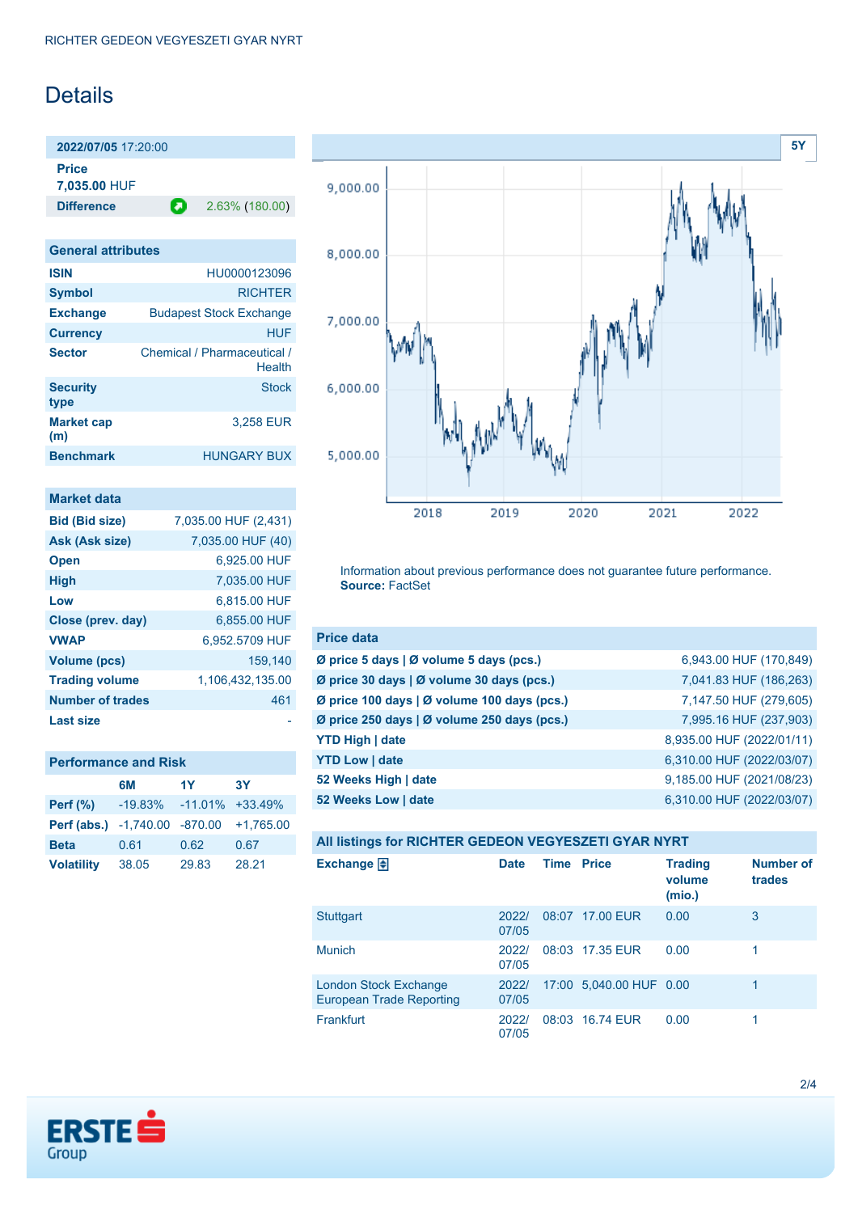# Details

| 2022/07/05 17:20:00 | |
|---|---|
| **Price** | |
| **7,035.00** HUF | |
| **Difference** | 2.63% (180.00) |

| General attributes | |
|---|---|
| **ISIN** | HU0000123096 |
| **Symbol** | RICHTER |
| **Exchange** | Budapest Stock Exchange |
| **Currency** | HUF |
| **Sector** | Chemical / Pharmaceutical / Health |
| **Security type** | Stock |
| **Market cap (m)** | 3,258 EUR |
| **Benchmark** | HUNGARY BUX |

| Market data | |
|---|---|
| **Bid (Bid size)** | 7,035.00 HUF (2,431) |
| **Ask (Ask size)** | 7,035.00 HUF (40) |
| **Open** | 6,925.00 HUF |
| **High** | 7,035.00 HUF |
| **Low** | 6,815.00 HUF |
| **Close (prev. day)** | 6,855.00 HUF |
| **VWAP** | 6,952.5709 HUF |
| **Volume (pcs)** | 159,140 |
| **Trading volume** | 1,106,432,135.00 |
| **Number of trades** | 461 |
| **Last size** | - |

**Performance and Risk**

| | 6M | 1Y | 3Y |
|---|---|---|---|
| **Perf (%)** | -19.83% | -11.01% | +33.49% |
| **Perf (abs.)** | -1,740.00 | -870.00 | +1,765.00 |
| **Beta** | 0.61 | 0.62 | 0.67 |
| **Volatility** | 38.05 | 29.83 | 28.21 |

Information about previous performance does not guarantee future performance.
**Source:** FactSet

| Price data | |
|---|---|
| **Ø price 5 days \| Ø volume 5 days (pcs.)** | 6,943.00 HUF (170,849) |
| **Ø price 30 days \| Ø volume 30 days (pcs.)** | 7,041.83 HUF (186,263) |
| **Ø price 100 days \| Ø volume 100 days (pcs.)** | 7,147.50 HUF (279,605) |
| **Ø price 250 days \| Ø volume 250 days (pcs.)** | 7,995.16 HUF (237,903) |
| **YTD High \| date** | 8,935.00 HUF (2022/01/11) |
| **YTD Low \| date** | 6,310.00 HUF (2022/03/07) |
| **52 Weeks High \| date** | 9,185.00 HUF (2021/08/23) |
| **52 Weeks Low \| date** | 6,310.00 HUF (2022/03/07) |

**All listings for RICHTER GEDEON VEGYESZETI GYAR NYRT**

| Exchange | Date | Time | Price | Trading volume (mio.) | Number of trades |
|---|---|---|---|---|---|
| Stuttgart | 2022/07/05 | 08:07 | 17.00 EUR | 0.00 | 3 |
| Munich | 2022/07/05 | 08:03 | 17.35 EUR | 0.00 | 1 |
| London Stock Exchange European Trade Reporting | 2022/07/05 | 17:00 | 5,040.00 HUF | 0.00 | 1 |
| Frankfurt | 2022/07/05 | 08:03 | 16.74 EUR | 0.00 | 1 |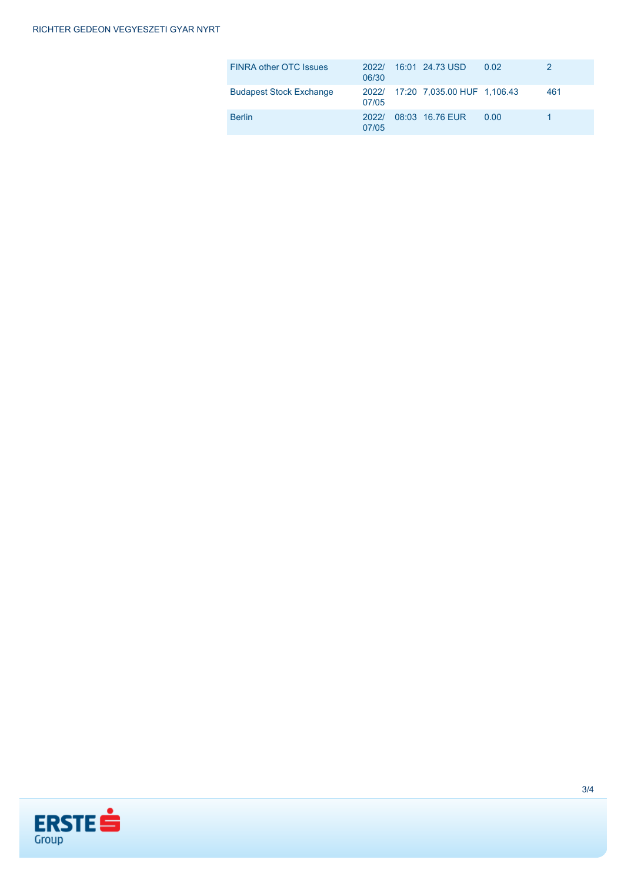| | | | | | |
|---|---|---|---|---|---|
| FINRA other OTC Issues | 2022/06/30 | 16:01 | 24.73 USD | 0.02 | 2 |
| Budapest Stock Exchange | 2022/07/05 | 17:20 | 7,035.00 HUF | 1,106.43 | 461 |
| Berlin | 2022/07/05 | 08:03 | 16.76 EUR | 0.00 | 1 |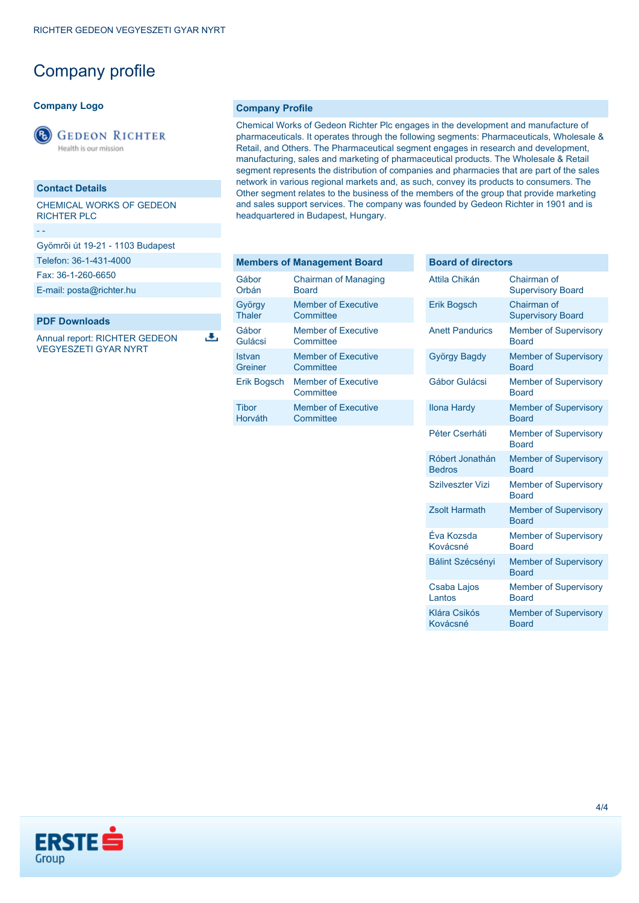# Company profile

### Company Logo

### Contact Details

CHEMICAL WORKS OF GEDEON RICHTER PLC

- -

Gyömrõi út 19-21 - 1103 Budapest

Telefon: 36-1-431-4000

Fax: 36-1-260-6650

E-mail: posta@richter.hu

### PDF Downloads

Annual report: RICHTER GEDEON VEGYESZETI GYAR NYRT

### Company Profile

Chemical Works of Gedeon Richter Plc engages in the development and manufacture of pharmaceuticals. It operates through the following segments: Pharmaceuticals, Wholesale & Retail, and Others. The Pharmaceutical segment engages in research and development, manufacturing, sales and marketing of pharmaceutical products. The Wholesale & Retail segment represents the distribution of companies and pharmacies that are part of the sales network in various regional markets and, as such, convey its products to consumers. The Other segment relates to the business of the members of the group that provide marketing and sales support services. The company was founded by Gedeon Richter in 1901 and is headquartered in Budapest, Hungary.

### Members of Management Board

| | |
|---|---|
| Gábor Orbán | Chairman of Managing Board |
| György Thaler | Member of Executive Committee |
| Gábor Gulácsi | Member of Executive Committee |
| Istvan Greiner | Member of Executive Committee |
| Erik Bogsch | Member of Executive Committee |
| Tibor Horváth | Member of Executive Committee |

### Board of directors

| | |
|---|---|
| Attila Chikán | Chairman of Supervisory Board |
| Erik Bogsch | Chairman of Supervisory Board |
| Anett Pandurics | Member of Supervisory Board |
| György Bagdy | Member of Supervisory Board |
| Gábor Gulácsi | Member of Supervisory Board |
| Ilona Hardy | Member of Supervisory Board |
| Péter Cserháti | Member of Supervisory Board |
| Róbert Jonathán Bedros | Member of Supervisory Board |
| Szilveszter Vizi | Member of Supervisory Board |
| Zsolt Harmath | Member of Supervisory Board |
| Éva Kozsda Kovácsné | Member of Supervisory Board |
| Bálint Szécsényi | Member of Supervisory Board |
| Csaba Lajos Lantos | Member of Supervisory Board |
| Klára Csikós Kovácsné | Member of Supervisory Board |